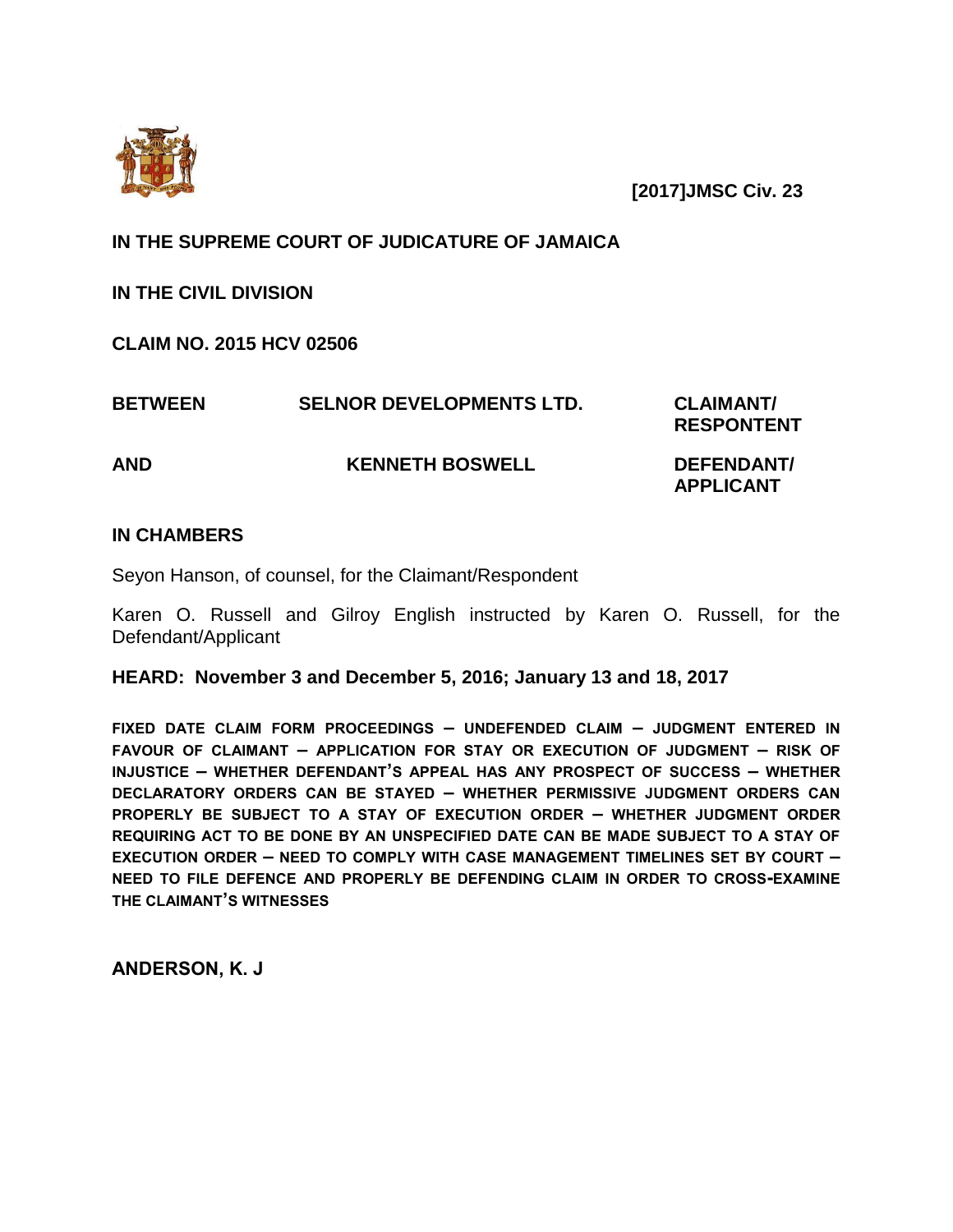**[2017]JMSC Civ. 23**

**IN THE SUPREME COURT OF JUDICATURE OF JAMAICA**

**IN THE CIVIL DIVISION**

**CLAIM NO. 2015 HCV 02506**

| | | |
|---|---|---|
| **BETWEEN** | **SELNOR DEVELOPMENTS LTD.** | **CLAIMANT/ RESPONTENT** |
| **AND** | **KENNETH BOSWELL** | **DEFENDANT/ APPLICANT** |

**IN CHAMBERS**

Seyon Hanson, of counsel, for the Claimant/Respondent

Karen O. Russell and Gilroy English instructed by Karen O. Russell, for the Defendant/Applicant

**HEARD: November 3 and December 5, 2016; January 13 and 18, 2017**

**FIXED DATE CLAIM FORM PROCEEDINGS – UNDEFENDED CLAIM – JUDGMENT ENTERED IN FAVOUR OF CLAIMANT – APPLICATION FOR STAY OR EXECUTION OF JUDGMENT – RISK OF INJUSTICE – WHETHER DEFENDANT'S APPEAL HAS ANY PROSPECT OF SUCCESS – WHETHER DECLARATORY ORDERS CAN BE STAYED – WHETHER PERMISSIVE JUDGMENT ORDERS CAN PROPERLY BE SUBJECT TO A STAY OF EXECUTION ORDER – WHETHER JUDGMENT ORDER REQUIRING ACT TO BE DONE BY AN UNSPECIFIED DATE CAN BE MADE SUBJECT TO A STAY OF EXECUTION ORDER – NEED TO COMPLY WITH CASE MANAGEMENT TIMELINES SET BY COURT – NEED TO FILE DEFENCE AND PROPERLY BE DEFENDING CLAIM IN ORDER TO CROSS-EXAMINE THE CLAIMANT'S WITNESSES**

**ANDERSON, K. J**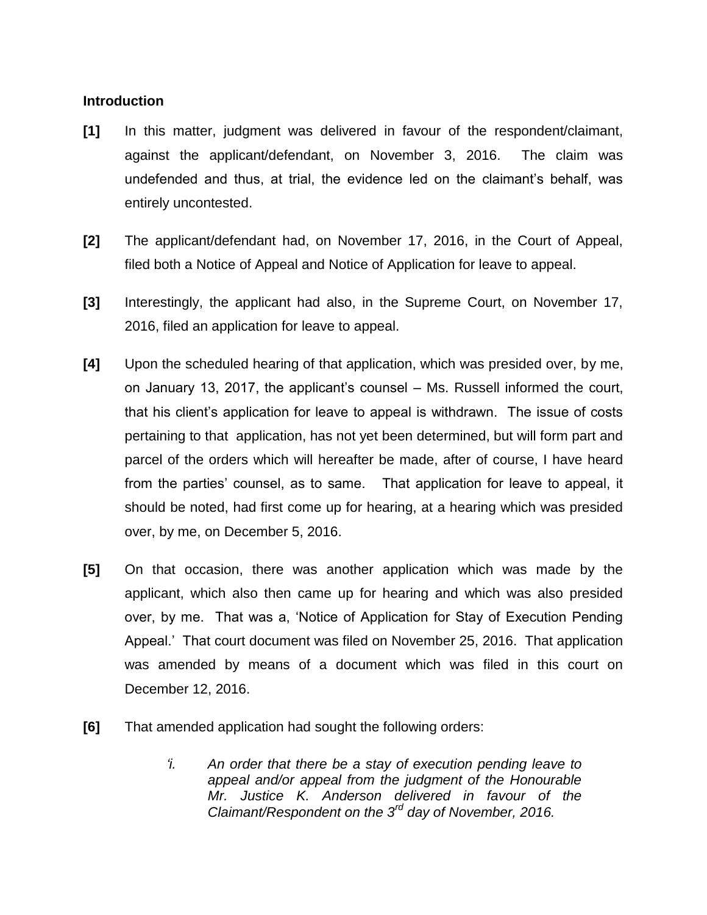**Introduction**

**[1]** In this matter, judgment was delivered in favour of the respondent/claimant, against the applicant/defendant, on November 3, 2016. The claim was undefended and thus, at trial, the evidence led on the claimant's behalf, was entirely uncontested.

**[2]** The applicant/defendant had, on November 17, 2016, in the Court of Appeal, filed both a Notice of Appeal and Notice of Application for leave to appeal.

**[3]** Interestingly, the applicant had also, in the Supreme Court, on November 17, 2016, filed an application for leave to appeal.

**[4]** Upon the scheduled hearing of that application, which was presided over, by me, on January 13, 2017, the applicant's counsel – Ms. Russell informed the court, that his client's application for leave to appeal is withdrawn. The issue of costs pertaining to that application, has not yet been determined, but will form part and parcel of the orders which will hereafter be made, after of course, I have heard from the parties' counsel, as to same. That application for leave to appeal, it should be noted, had first come up for hearing, at a hearing which was presided over, by me, on December 5, 2016.

**[5]** On that occasion, there was another application which was made by the applicant, which also then came up for hearing and which was also presided over, by me. That was a, 'Notice of Application for Stay of Execution Pending Appeal.' That court document was filed on November 25, 2016. That application was amended by means of a document which was filed in this court on December 12, 2016.

**[6]** That amended application had sought the following orders:

> *'i. An order that there be a stay of execution pending leave to appeal and/or appeal from the judgment of the Honourable Mr. Justice K. Anderson delivered in favour of the Claimant/Respondent on the 3rd day of November, 2016.*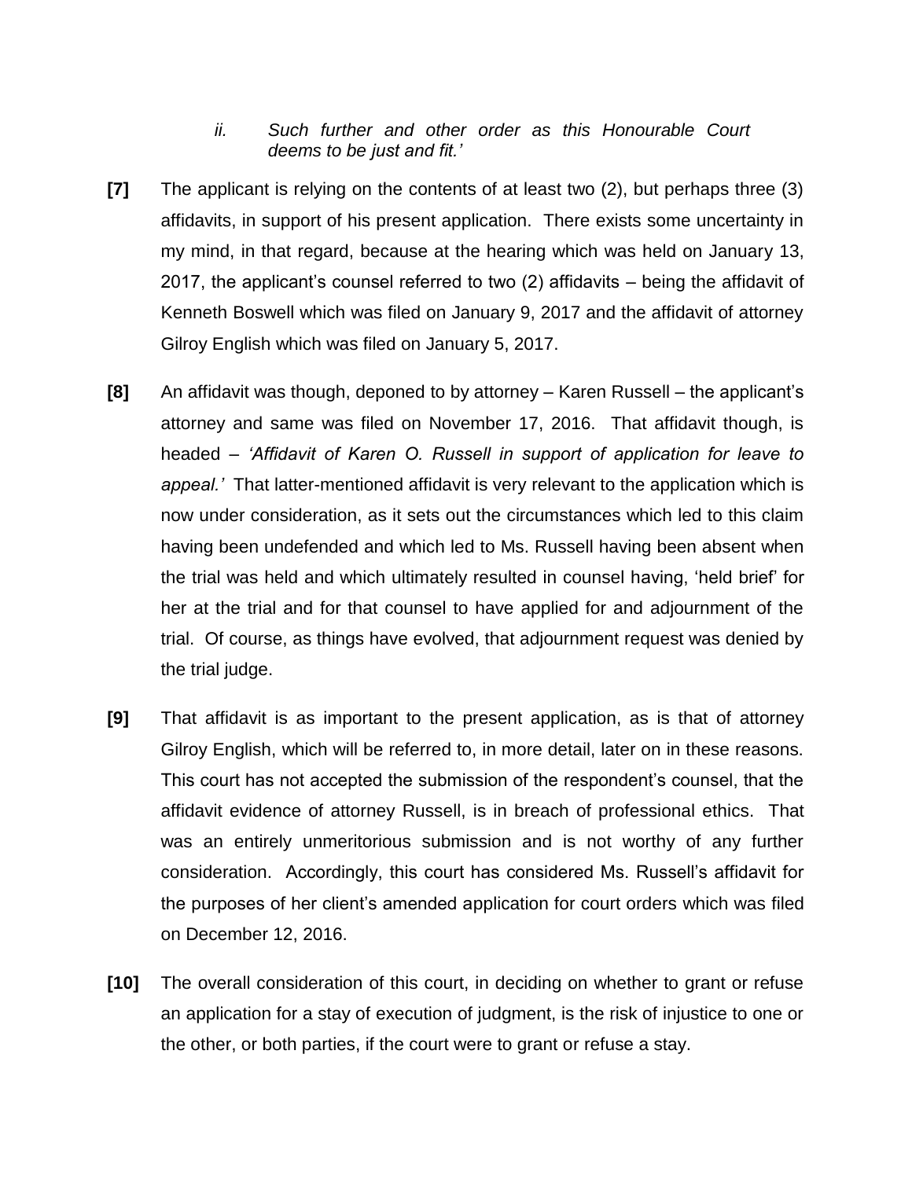*ii. Such further and other order as this Honourable Court deems to be just and fit.'*

**[7]** The applicant is relying on the contents of at least two (2), but perhaps three (3) affidavits, in support of his present application. There exists some uncertainty in my mind, in that regard, because at the hearing which was held on January 13, 2017, the applicant's counsel referred to two (2) affidavits – being the affidavit of Kenneth Boswell which was filed on January 9, 2017 and the affidavit of attorney Gilroy English which was filed on January 5, 2017.

**[8]** An affidavit was though, deponed to by attorney – Karen Russell – the applicant's attorney and same was filed on November 17, 2016. That affidavit though, is headed – *'Affidavit of Karen O. Russell in support of application for leave to appeal.'* That latter-mentioned affidavit is very relevant to the application which is now under consideration, as it sets out the circumstances which led to this claim having been undefended and which led to Ms. Russell having been absent when the trial was held and which ultimately resulted in counsel having, 'held brief' for her at the trial and for that counsel to have applied for and adjournment of the trial. Of course, as things have evolved, that adjournment request was denied by the trial judge.

**[9]** That affidavit is as important to the present application, as is that of attorney Gilroy English, which will be referred to, in more detail, later on in these reasons. This court has not accepted the submission of the respondent's counsel, that the affidavit evidence of attorney Russell, is in breach of professional ethics. That was an entirely unmeritorious submission and is not worthy of any further consideration. Accordingly, this court has considered Ms. Russell's affidavit for the purposes of her client's amended application for court orders which was filed on December 12, 2016.

**[10]** The overall consideration of this court, in deciding on whether to grant or refuse an application for a stay of execution of judgment, is the risk of injustice to one or the other, or both parties, if the court were to grant or refuse a stay.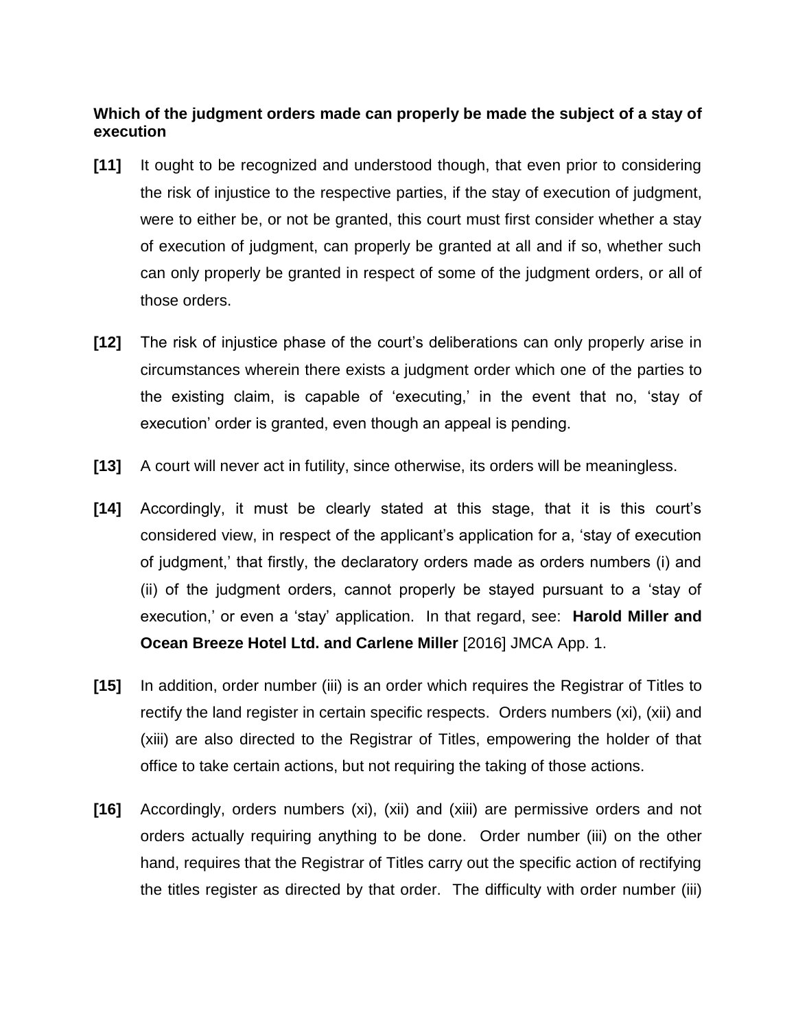**Which of the judgment orders made can properly be made the subject of a stay of execution**

**[11]** It ought to be recognized and understood though, that even prior to considering the risk of injustice to the respective parties, if the stay of execution of judgment, were to either be, or not be granted, this court must first consider whether a stay of execution of judgment, can properly be granted at all and if so, whether such can only properly be granted in respect of some of the judgment orders, or all of those orders.

**[12]** The risk of injustice phase of the court's deliberations can only properly arise in circumstances wherein there exists a judgment order which one of the parties to the existing claim, is capable of 'executing,' in the event that no, 'stay of execution' order is granted, even though an appeal is pending.

**[13]** A court will never act in futility, since otherwise, its orders will be meaningless.

**[14]** Accordingly, it must be clearly stated at this stage, that it is this court's considered view, in respect of the applicant's application for a, 'stay of execution of judgment,' that firstly, the declaratory orders made as orders numbers (i) and (ii) of the judgment orders, cannot properly be stayed pursuant to a 'stay of execution,' or even a 'stay' application. In that regard, see: **Harold Miller and Ocean Breeze Hotel Ltd. and Carlene Miller** [2016] JMCA App. 1.

**[15]** In addition, order number (iii) is an order which requires the Registrar of Titles to rectify the land register in certain specific respects. Orders numbers (xi), (xii) and (xiii) are also directed to the Registrar of Titles, empowering the holder of that office to take certain actions, but not requiring the taking of those actions.

**[16]** Accordingly, orders numbers (xi), (xii) and (xiii) are permissive orders and not orders actually requiring anything to be done. Order number (iii) on the other hand, requires that the Registrar of Titles carry out the specific action of rectifying the titles register as directed by that order. The difficulty with order number (iii)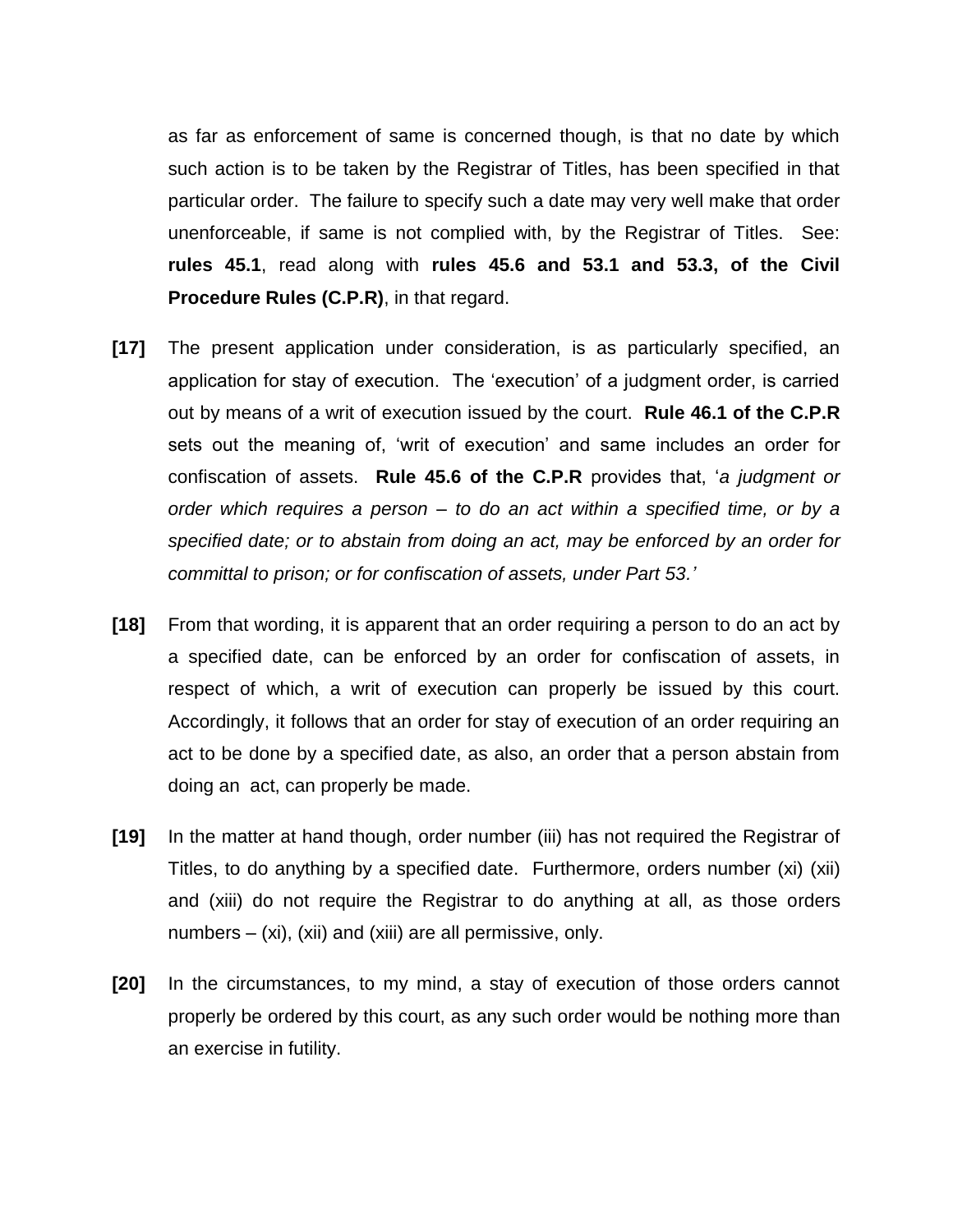as far as enforcement of same is concerned though, is that no date by which such action is to be taken by the Registrar of Titles, has been specified in that particular order. The failure to specify such a date may very well make that order unenforceable, if same is not complied with, by the Registrar of Titles. See: **rules 45.1**, read along with **rules 45.6 and 53.1 and 53.3, of the Civil Procedure Rules (C.P.R)**, in that regard.

**[17]** The present application under consideration, is as particularly specified, an application for stay of execution. The 'execution' of a judgment order, is carried out by means of a writ of execution issued by the court. **Rule 46.1 of the C.P.R** sets out the meaning of, 'writ of execution' and same includes an order for confiscation of assets. **Rule 45.6 of the C.P.R** provides that, '*a judgment or order which requires a person – to do an act within a specified time, or by a specified date; or to abstain from doing an act, may be enforced by an order for committal to prison; or for confiscation of assets, under Part 53.*'

**[18]** From that wording, it is apparent that an order requiring a person to do an act by a specified date, can be enforced by an order for confiscation of assets, in respect of which, a writ of execution can properly be issued by this court. Accordingly, it follows that an order for stay of execution of an order requiring an act to be done by a specified date, as also, an order that a person abstain from doing an act, can properly be made.

**[19]** In the matter at hand though, order number (iii) has not required the Registrar of Titles, to do anything by a specified date. Furthermore, orders number (xi) (xii) and (xiii) do not require the Registrar to do anything at all, as those orders numbers – (xi), (xii) and (xiii) are all permissive, only.

**[20]** In the circumstances, to my mind, a stay of execution of those orders cannot properly be ordered by this court, as any such order would be nothing more than an exercise in futility.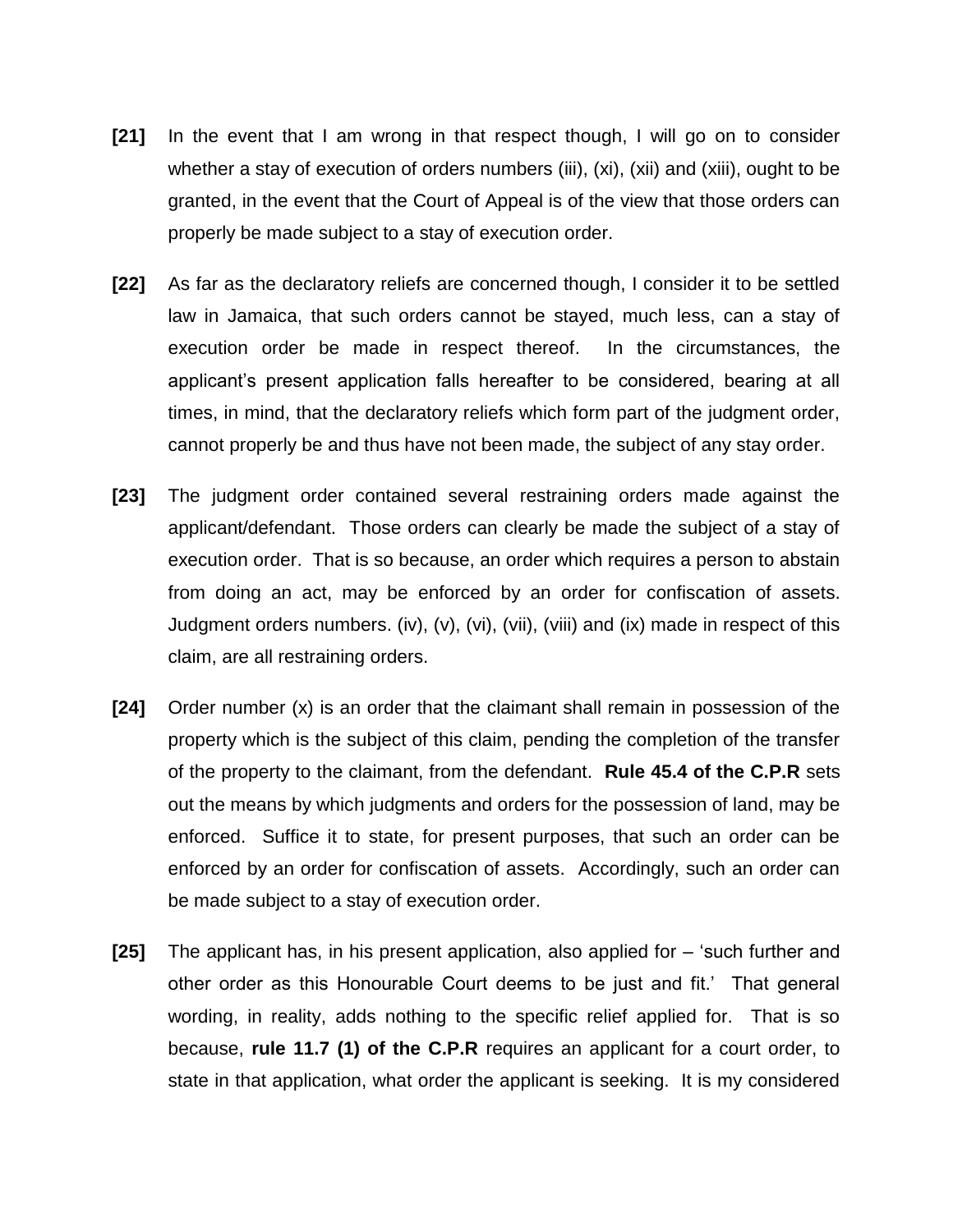**[21]** In the event that I am wrong in that respect though, I will go on to consider whether a stay of execution of orders numbers (iii), (xi), (xii) and (xiii), ought to be granted, in the event that the Court of Appeal is of the view that those orders can properly be made subject to a stay of execution order.

**[22]** As far as the declaratory reliefs are concerned though, I consider it to be settled law in Jamaica, that such orders cannot be stayed, much less, can a stay of execution order be made in respect thereof. In the circumstances, the applicant's present application falls hereafter to be considered, bearing at all times, in mind, that the declaratory reliefs which form part of the judgment order, cannot properly be and thus have not been made, the subject of any stay order.

**[23]** The judgment order contained several restraining orders made against the applicant/defendant. Those orders can clearly be made the subject of a stay of execution order. That is so because, an order which requires a person to abstain from doing an act, may be enforced by an order for confiscation of assets. Judgment orders numbers. (iv), (v), (vi), (vii), (viii) and (ix) made in respect of this claim, are all restraining orders.

**[24]** Order number (x) is an order that the claimant shall remain in possession of the property which is the subject of this claim, pending the completion of the transfer of the property to the claimant, from the defendant. **Rule 45.4 of the C.P.R** sets out the means by which judgments and orders for the possession of land, may be enforced. Suffice it to state, for present purposes, that such an order can be enforced by an order for confiscation of assets. Accordingly, such an order can be made subject to a stay of execution order.

**[25]** The applicant has, in his present application, also applied for – 'such further and other order as this Honourable Court deems to be just and fit.' That general wording, in reality, adds nothing to the specific relief applied for. That is so because, **rule 11.7 (1) of the C.P.R** requires an applicant for a court order, to state in that application, what order the applicant is seeking. It is my considered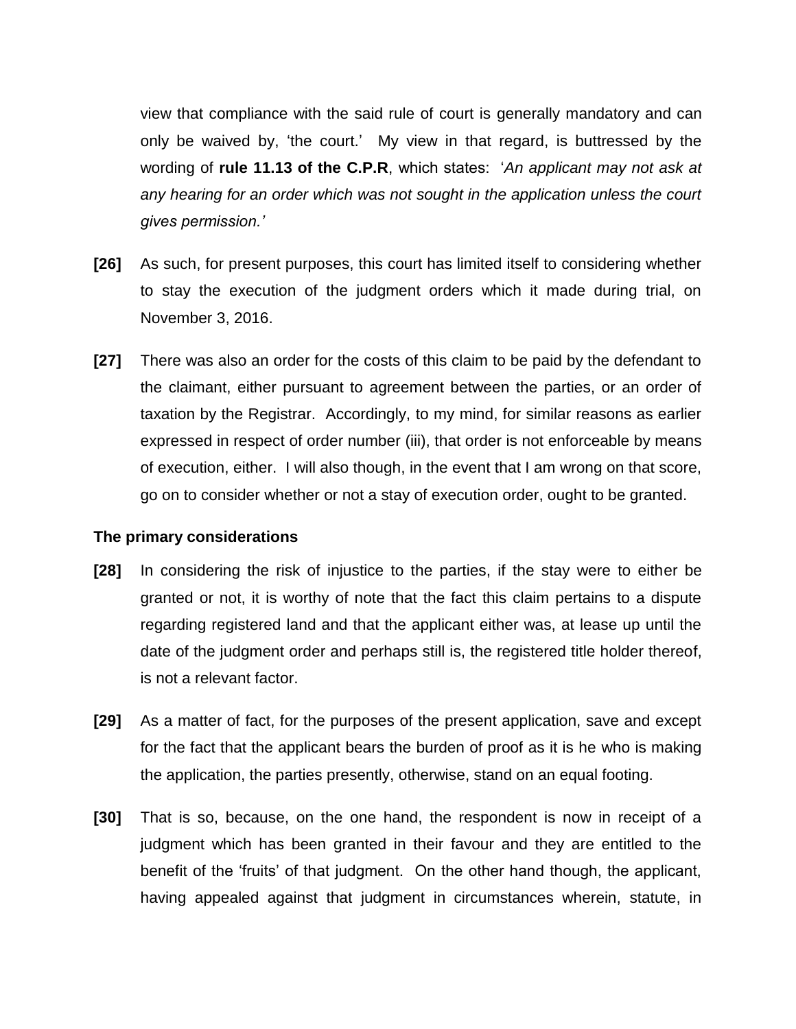view that compliance with the said rule of court is generally mandatory and can only be waived by, 'the court.' My view in that regard, is buttressed by the wording of **rule 11.13 of the C.P.R**, which states: '*An applicant may not ask at any hearing for an order which was not sought in the application unless the court gives permission.'*

**[26]** As such, for present purposes, this court has limited itself to considering whether to stay the execution of the judgment orders which it made during trial, on November 3, 2016.

**[27]** There was also an order for the costs of this claim to be paid by the defendant to the claimant, either pursuant to agreement between the parties, or an order of taxation by the Registrar. Accordingly, to my mind, for similar reasons as earlier expressed in respect of order number (iii), that order is not enforceable by means of execution, either. I will also though, in the event that I am wrong on that score, go on to consider whether or not a stay of execution order, ought to be granted.

**The primary considerations**

**[28]** In considering the risk of injustice to the parties, if the stay were to either be granted or not, it is worthy of note that the fact this claim pertains to a dispute regarding registered land and that the applicant either was, at lease up until the date of the judgment order and perhaps still is, the registered title holder thereof, is not a relevant factor.

**[29]** As a matter of fact, for the purposes of the present application, save and except for the fact that the applicant bears the burden of proof as it is he who is making the application, the parties presently, otherwise, stand on an equal footing.

**[30]** That is so, because, on the one hand, the respondent is now in receipt of a judgment which has been granted in their favour and they are entitled to the benefit of the 'fruits' of that judgment. On the other hand though, the applicant, having appealed against that judgment in circumstances wherein, statute, in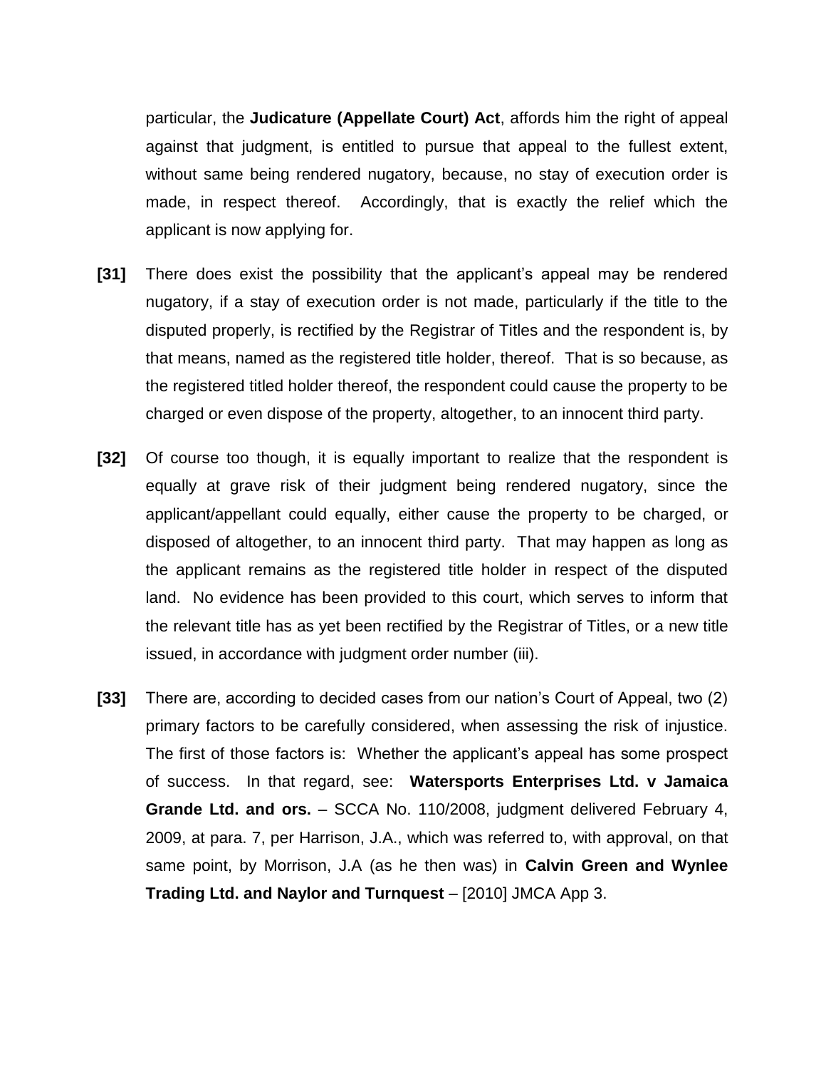particular, the **Judicature (Appellate Court) Act**, affords him the right of appeal against that judgment, is entitled to pursue that appeal to the fullest extent, without same being rendered nugatory, because, no stay of execution order is made, in respect thereof. Accordingly, that is exactly the relief which the applicant is now applying for.

**[31]** There does exist the possibility that the applicant's appeal may be rendered nugatory, if a stay of execution order is not made, particularly if the title to the disputed properly, is rectified by the Registrar of Titles and the respondent is, by that means, named as the registered title holder, thereof. That is so because, as the registered titled holder thereof, the respondent could cause the property to be charged or even dispose of the property, altogether, to an innocent third party.

**[32]** Of course too though, it is equally important to realize that the respondent is equally at grave risk of their judgment being rendered nugatory, since the applicant/appellant could equally, either cause the property to be charged, or disposed of altogether, to an innocent third party. That may happen as long as the applicant remains as the registered title holder in respect of the disputed land. No evidence has been provided to this court, which serves to inform that the relevant title has as yet been rectified by the Registrar of Titles, or a new title issued, in accordance with judgment order number (iii).

**[33]** There are, according to decided cases from our nation's Court of Appeal, two (2) primary factors to be carefully considered, when assessing the risk of injustice. The first of those factors is: Whether the applicant's appeal has some prospect of success. In that regard, see: **Watersports Enterprises Ltd. v Jamaica Grande Ltd. and ors.** – SCCA No. 110/2008, judgment delivered February 4, 2009, at para. 7, per Harrison, J.A., which was referred to, with approval, on that same point, by Morrison, J.A (as he then was) in **Calvin Green and Wynlee Trading Ltd. and Naylor and Turnquest** – [2010] JMCA App 3.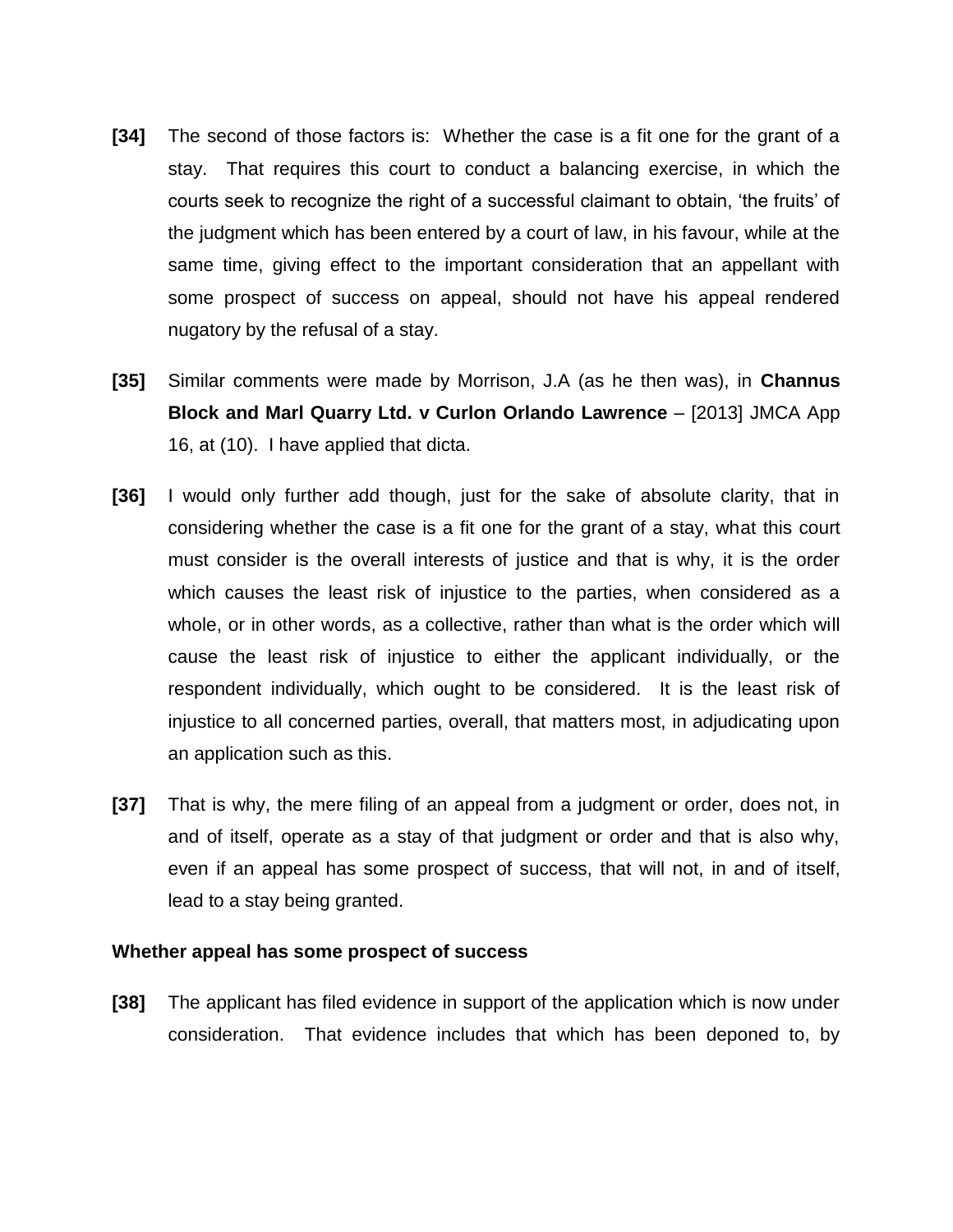**[34]** The second of those factors is: Whether the case is a fit one for the grant of a stay. That requires this court to conduct a balancing exercise, in which the courts seek to recognize the right of a successful claimant to obtain, 'the fruits' of the judgment which has been entered by a court of law, in his favour, while at the same time, giving effect to the important consideration that an appellant with some prospect of success on appeal, should not have his appeal rendered nugatory by the refusal of a stay.

**[35]** Similar comments were made by Morrison, J.A (as he then was), in **Channus Block and Marl Quarry Ltd. v Curlon Orlando Lawrence** – [2013] JMCA App 16, at (10). I have applied that dicta.

**[36]** I would only further add though, just for the sake of absolute clarity, that in considering whether the case is a fit one for the grant of a stay, what this court must consider is the overall interests of justice and that is why, it is the order which causes the least risk of injustice to the parties, when considered as a whole, or in other words, as a collective, rather than what is the order which will cause the least risk of injustice to either the applicant individually, or the respondent individually, which ought to be considered. It is the least risk of injustice to all concerned parties, overall, that matters most, in adjudicating upon an application such as this.

**[37]** That is why, the mere filing of an appeal from a judgment or order, does not, in and of itself, operate as a stay of that judgment or order and that is also why, even if an appeal has some prospect of success, that will not, in and of itself, lead to a stay being granted.

**Whether appeal has some prospect of success**

**[38]** The applicant has filed evidence in support of the application which is now under consideration. That evidence includes that which has been deponed to, by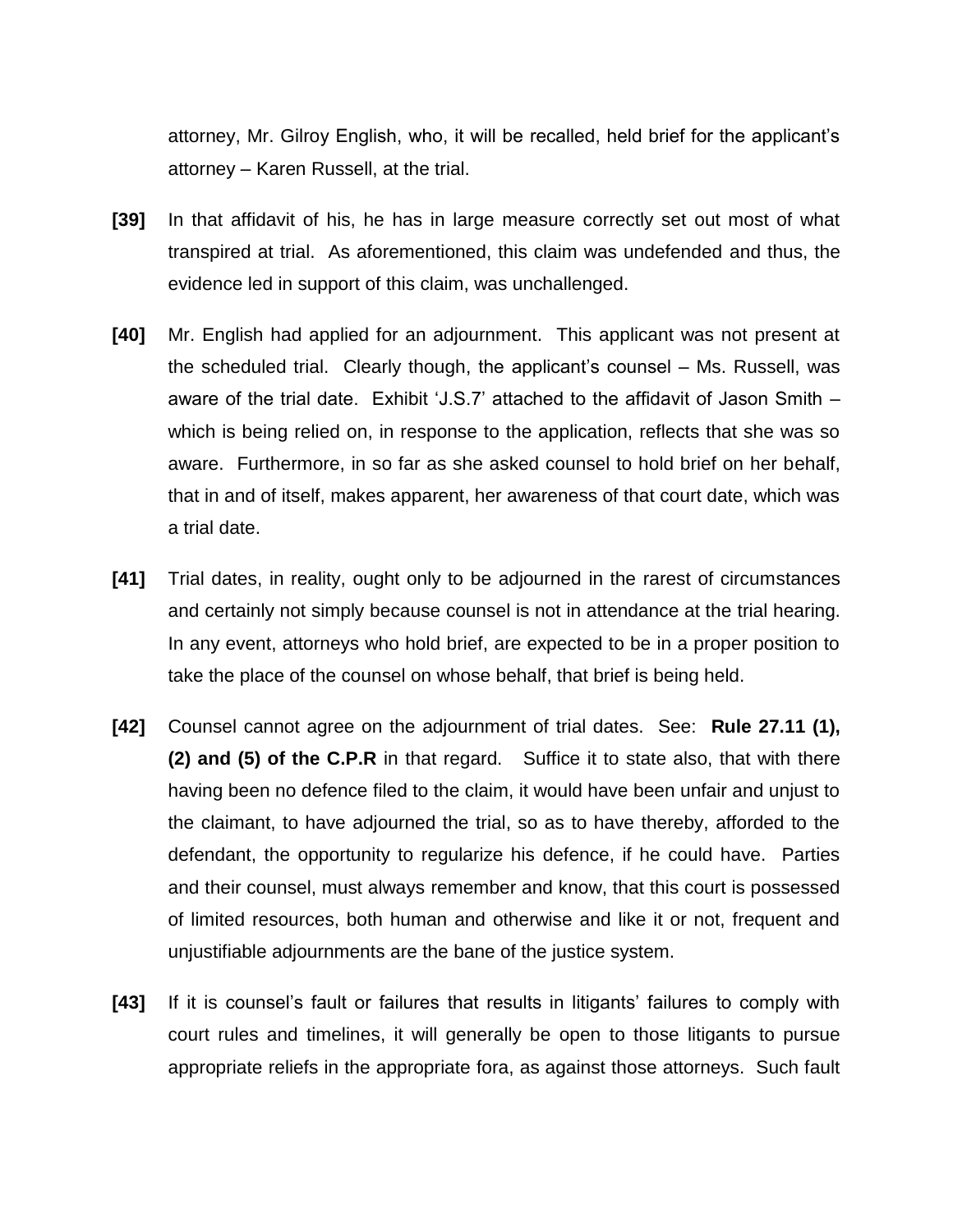attorney, Mr. Gilroy English, who, it will be recalled, held brief for the applicant's attorney – Karen Russell, at the trial.

**[39]** In that affidavit of his, he has in large measure correctly set out most of what transpired at trial. As aforementioned, this claim was undefended and thus, the evidence led in support of this claim, was unchallenged.

**[40]** Mr. English had applied for an adjournment. This applicant was not present at the scheduled trial. Clearly though, the applicant's counsel – Ms. Russell, was aware of the trial date. Exhibit 'J.S.7' attached to the affidavit of Jason Smith – which is being relied on, in response to the application, reflects that she was so aware. Furthermore, in so far as she asked counsel to hold brief on her behalf, that in and of itself, makes apparent, her awareness of that court date, which was a trial date.

**[41]** Trial dates, in reality, ought only to be adjourned in the rarest of circumstances and certainly not simply because counsel is not in attendance at the trial hearing. In any event, attorneys who hold brief, are expected to be in a proper position to take the place of the counsel on whose behalf, that brief is being held.

**[42]** Counsel cannot agree on the adjournment of trial dates. See: **Rule 27.11 (1), (2) and (5) of the C.P.R** in that regard. Suffice it to state also, that with there having been no defence filed to the claim, it would have been unfair and unjust to the claimant, to have adjourned the trial, so as to have thereby, afforded to the defendant, the opportunity to regularize his defence, if he could have. Parties and their counsel, must always remember and know, that this court is possessed of limited resources, both human and otherwise and like it or not, frequent and unjustifiable adjournments are the bane of the justice system.

**[43]** If it is counsel's fault or failures that results in litigants' failures to comply with court rules and timelines, it will generally be open to those litigants to pursue appropriate reliefs in the appropriate fora, as against those attorneys. Such fault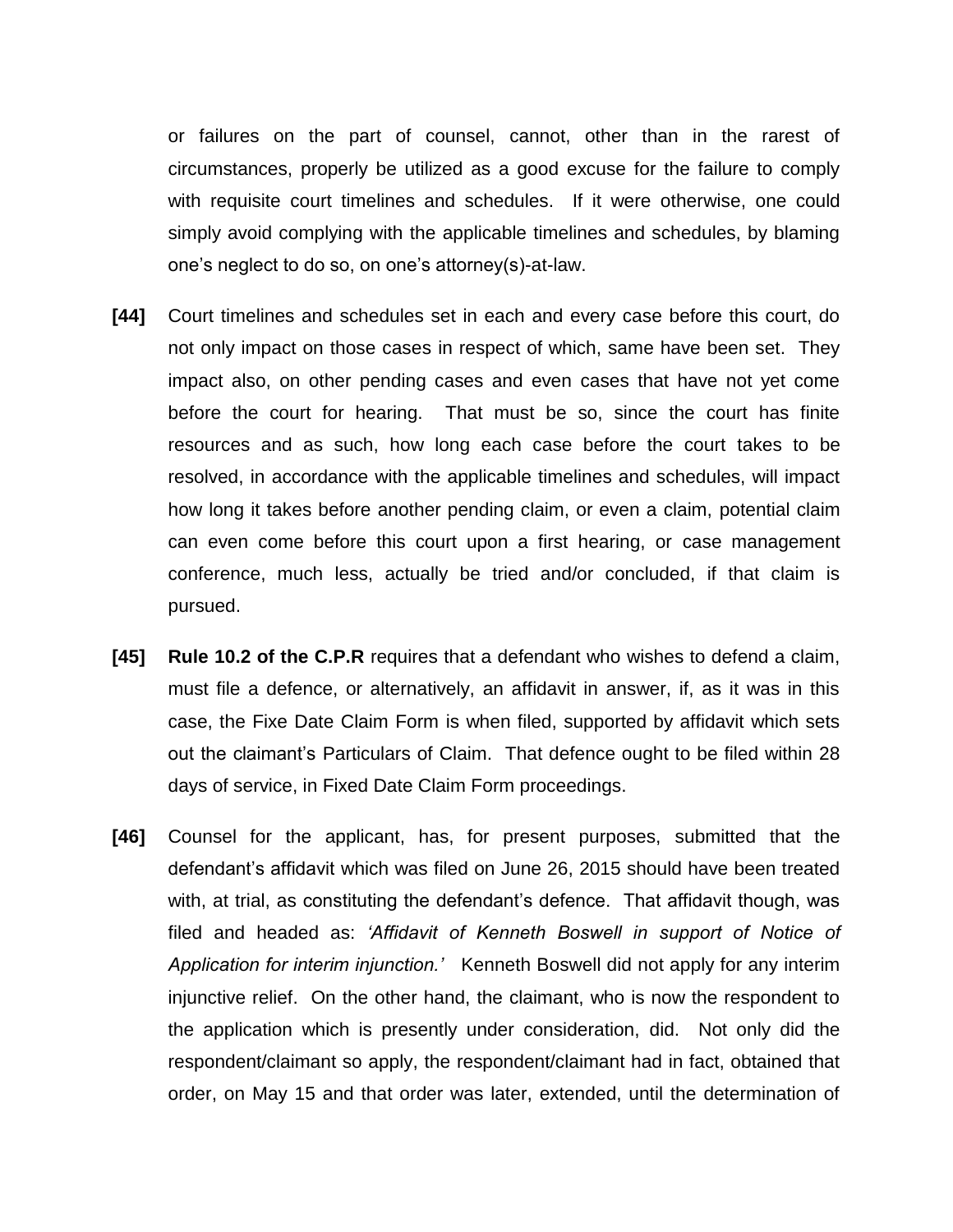or failures on the part of counsel, cannot, other than in the rarest of circumstances, properly be utilized as a good excuse for the failure to comply with requisite court timelines and schedules. If it were otherwise, one could simply avoid complying with the applicable timelines and schedules, by blaming one's neglect to do so, on one's attorney(s)-at-law.

**[44]** Court timelines and schedules set in each and every case before this court, do not only impact on those cases in respect of which, same have been set. They impact also, on other pending cases and even cases that have not yet come before the court for hearing. That must be so, since the court has finite resources and as such, how long each case before the court takes to be resolved, in accordance with the applicable timelines and schedules, will impact how long it takes before another pending claim, or even a claim, potential claim can even come before this court upon a first hearing, or case management conference, much less, actually be tried and/or concluded, if that claim is pursued.

**[45]** **Rule 10.2 of the C.P.R** requires that a defendant who wishes to defend a claim, must file a defence, or alternatively, an affidavit in answer, if, as it was in this case, the Fixe Date Claim Form is when filed, supported by affidavit which sets out the claimant's Particulars of Claim. That defence ought to be filed within 28 days of service, in Fixed Date Claim Form proceedings.

**[46]** Counsel for the applicant, has, for present purposes, submitted that the defendant's affidavit which was filed on June 26, 2015 should have been treated with, at trial, as constituting the defendant's defence. That affidavit though, was filed and headed as: *'Affidavit of Kenneth Boswell in support of Notice of Application for interim injunction.'* Kenneth Boswell did not apply for any interim injunctive relief. On the other hand, the claimant, who is now the respondent to the application which is presently under consideration, did. Not only did the respondent/claimant so apply, the respondent/claimant had in fact, obtained that order, on May 15 and that order was later, extended, until the determination of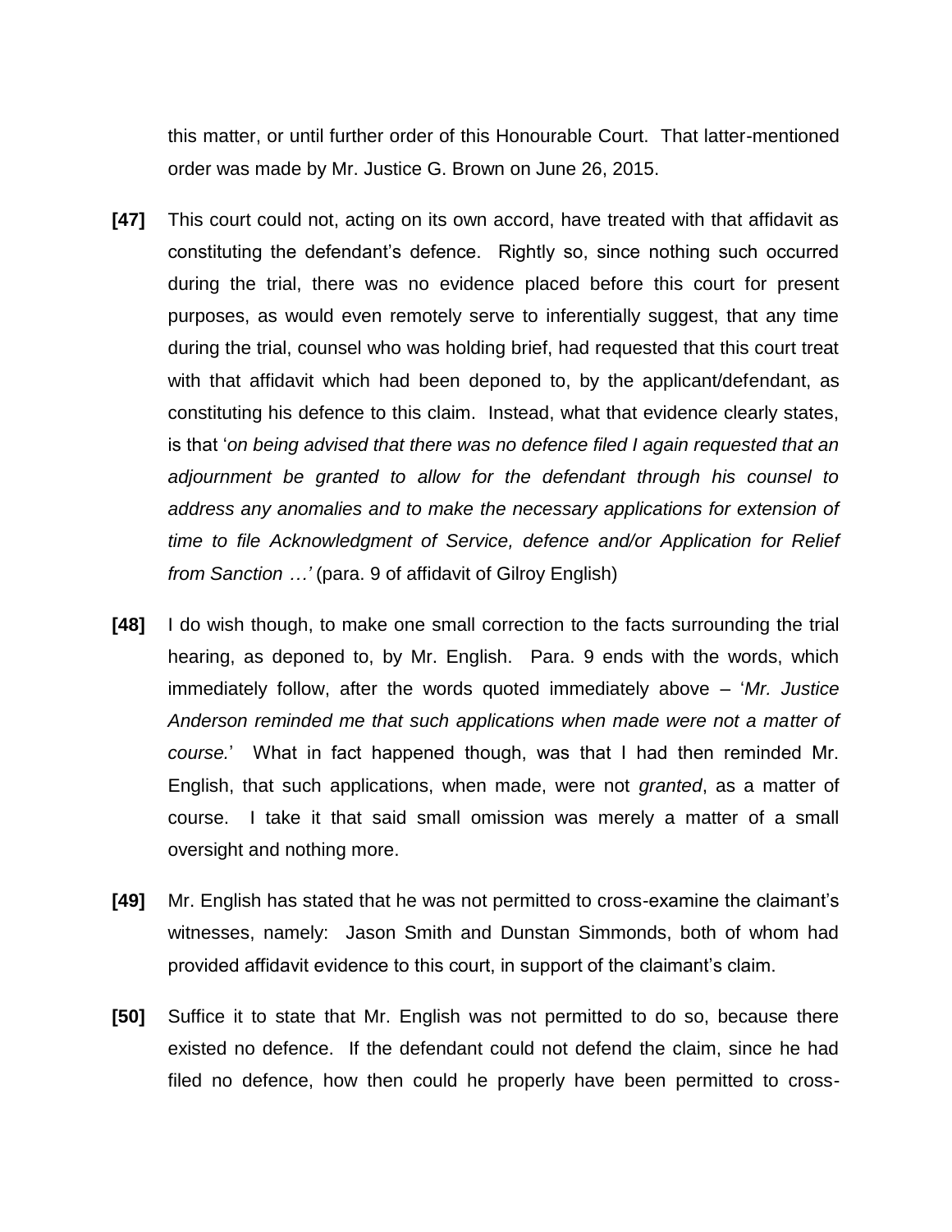this matter, or until further order of this Honourable Court. That latter-mentioned order was made by Mr. Justice G. Brown on June 26, 2015.

**[47]** This court could not, acting on its own accord, have treated with that affidavit as constituting the defendant's defence. Rightly so, since nothing such occurred during the trial, there was no evidence placed before this court for present purposes, as would even remotely serve to inferentially suggest, that any time during the trial, counsel who was holding brief, had requested that this court treat with that affidavit which had been deponed to, by the applicant/defendant, as constituting his defence to this claim. Instead, what that evidence clearly states, is that '*on being advised that there was no defence filed I again requested that an adjournment be granted to allow for the defendant through his counsel to address any anomalies and to make the necessary applications for extension of time to file Acknowledgment of Service, defence and/or Application for Relief from Sanction …'* (para. 9 of affidavit of Gilroy English)

**[48]** I do wish though, to make one small correction to the facts surrounding the trial hearing, as deponed to, by Mr. English. Para. 9 ends with the words, which immediately follow, after the words quoted immediately above – '*Mr. Justice Anderson reminded me that such applications when made were not a matter of course.*' What in fact happened though, was that I had then reminded Mr. English, that such applications, when made, were not *granted*, as a matter of course. I take it that said small omission was merely a matter of a small oversight and nothing more.

**[49]** Mr. English has stated that he was not permitted to cross-examine the claimant's witnesses, namely: Jason Smith and Dunstan Simmonds, both of whom had provided affidavit evidence to this court, in support of the claimant's claim.

**[50]** Suffice it to state that Mr. English was not permitted to do so, because there existed no defence. If the defendant could not defend the claim, since he had filed no defence, how then could he properly have been permitted to cross-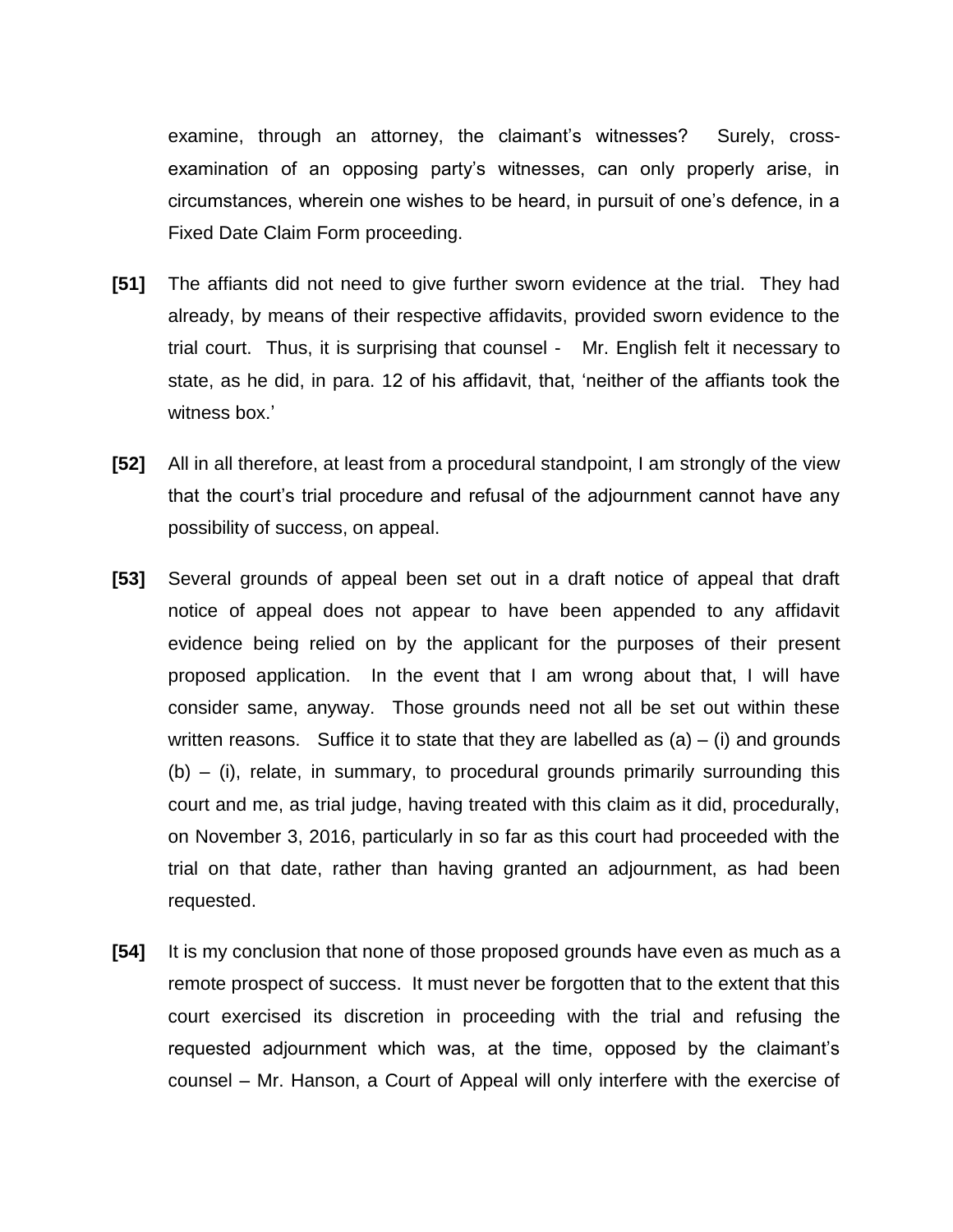examine, through an attorney, the claimant's witnesses? Surely, cross-examination of an opposing party's witnesses, can only properly arise, in circumstances, wherein one wishes to be heard, in pursuit of one's defence, in a Fixed Date Claim Form proceeding.

**[51]** The affiants did not need to give further sworn evidence at the trial. They had already, by means of their respective affidavits, provided sworn evidence to the trial court. Thus, it is surprising that counsel - Mr. English felt it necessary to state, as he did, in para. 12 of his affidavit, that, 'neither of the affiants took the witness box.'

**[52]** All in all therefore, at least from a procedural standpoint, I am strongly of the view that the court's trial procedure and refusal of the adjournment cannot have any possibility of success, on appeal.

**[53]** Several grounds of appeal been set out in a draft notice of appeal that draft notice of appeal does not appear to have been appended to any affidavit evidence being relied on by the applicant for the purposes of their present proposed application. In the event that I am wrong about that, I will have consider same, anyway. Those grounds need not all be set out within these written reasons. Suffice it to state that they are labelled as (a) – (i) and grounds (b) – (i), relate, in summary, to procedural grounds primarily surrounding this court and me, as trial judge, having treated with this claim as it did, procedurally, on November 3, 2016, particularly in so far as this court had proceeded with the trial on that date, rather than having granted an adjournment, as had been requested.

**[54]** It is my conclusion that none of those proposed grounds have even as much as a remote prospect of success. It must never be forgotten that to the extent that this court exercised its discretion in proceeding with the trial and refusing the requested adjournment which was, at the time, opposed by the claimant's counsel – Mr. Hanson, a Court of Appeal will only interfere with the exercise of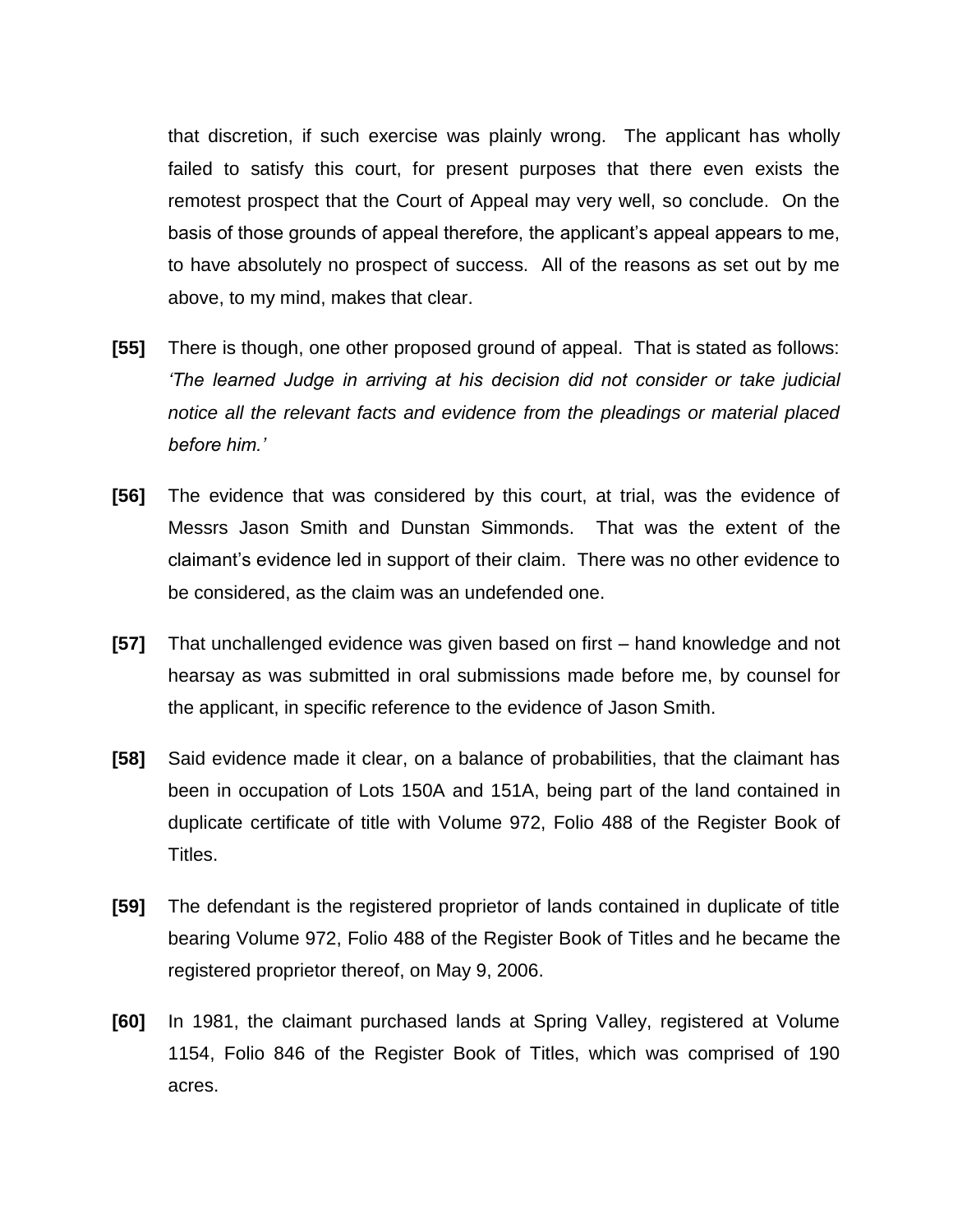that discretion, if such exercise was plainly wrong. The applicant has wholly failed to satisfy this court, for present purposes that there even exists the remotest prospect that the Court of Appeal may very well, so conclude. On the basis of those grounds of appeal therefore, the applicant's appeal appears to me, to have absolutely no prospect of success. All of the reasons as set out by me above, to my mind, makes that clear.

**[55]** There is though, one other proposed ground of appeal. That is stated as follows: *'The learned Judge in arriving at his decision did not consider or take judicial notice all the relevant facts and evidence from the pleadings or material placed before him.'*

**[56]** The evidence that was considered by this court, at trial, was the evidence of Messrs Jason Smith and Dunstan Simmonds. That was the extent of the claimant's evidence led in support of their claim. There was no other evidence to be considered, as the claim was an undefended one.

**[57]** That unchallenged evidence was given based on first – hand knowledge and not hearsay as was submitted in oral submissions made before me, by counsel for the applicant, in specific reference to the evidence of Jason Smith.

**[58]** Said evidence made it clear, on a balance of probabilities, that the claimant has been in occupation of Lots 150A and 151A, being part of the land contained in duplicate certificate of title with Volume 972, Folio 488 of the Register Book of Titles.

**[59]** The defendant is the registered proprietor of lands contained in duplicate of title bearing Volume 972, Folio 488 of the Register Book of Titles and he became the registered proprietor thereof, on May 9, 2006.

**[60]** In 1981, the claimant purchased lands at Spring Valley, registered at Volume 1154, Folio 846 of the Register Book of Titles, which was comprised of 190 acres.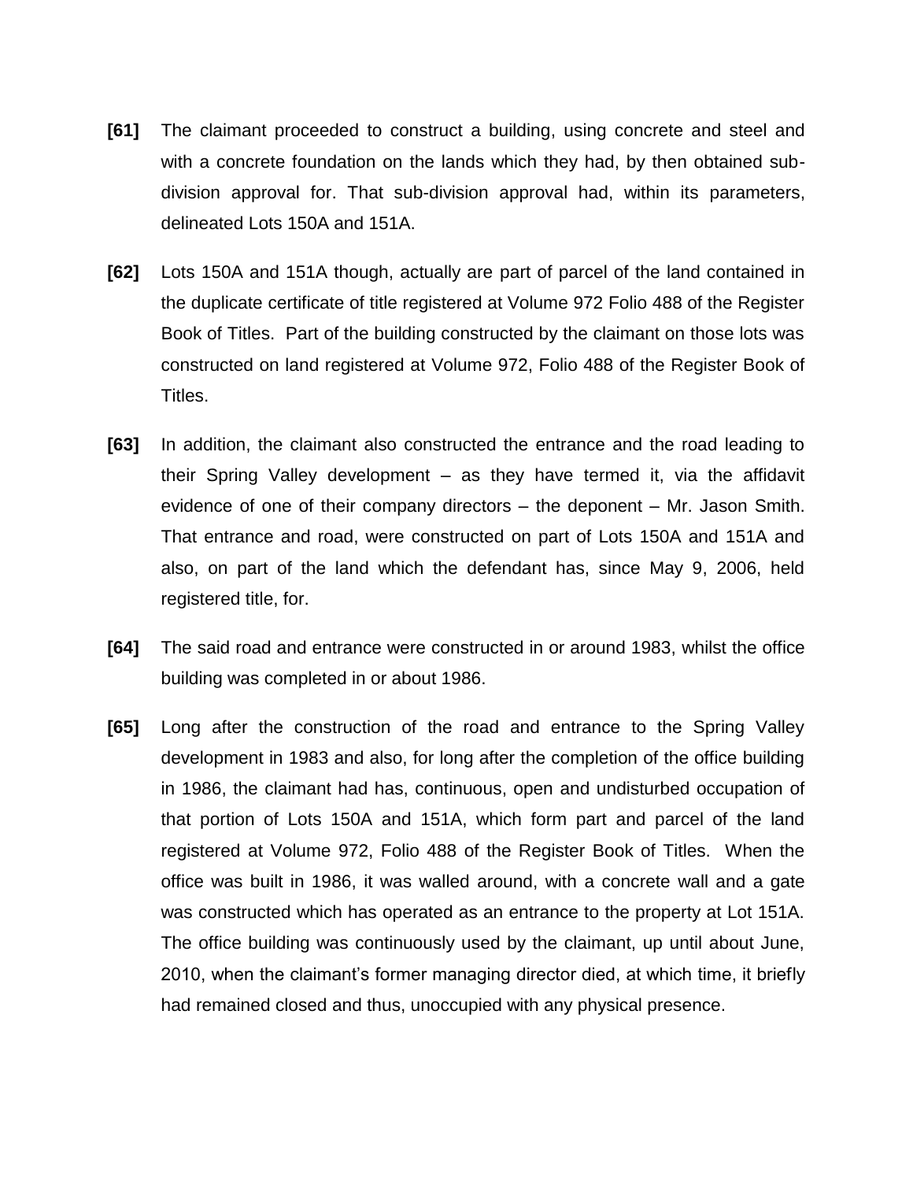**[61]** The claimant proceeded to construct a building, using concrete and steel and with a concrete foundation on the lands which they had, by then obtained sub-division approval for. That sub-division approval had, within its parameters, delineated Lots 150A and 151A.

**[62]** Lots 150A and 151A though, actually are part of parcel of the land contained in the duplicate certificate of title registered at Volume 972 Folio 488 of the Register Book of Titles. Part of the building constructed by the claimant on those lots was constructed on land registered at Volume 972, Folio 488 of the Register Book of Titles.

**[63]** In addition, the claimant also constructed the entrance and the road leading to their Spring Valley development – as they have termed it, via the affidavit evidence of one of their company directors – the deponent – Mr. Jason Smith. That entrance and road, were constructed on part of Lots 150A and 151A and also, on part of the land which the defendant has, since May 9, 2006, held registered title, for.

**[64]** The said road and entrance were constructed in or around 1983, whilst the office building was completed in or about 1986.

**[65]** Long after the construction of the road and entrance to the Spring Valley development in 1983 and also, for long after the completion of the office building in 1986, the claimant had has, continuous, open and undisturbed occupation of that portion of Lots 150A and 151A, which form part and parcel of the land registered at Volume 972, Folio 488 of the Register Book of Titles. When the office was built in 1986, it was walled around, with a concrete wall and a gate was constructed which has operated as an entrance to the property at Lot 151A. The office building was continuously used by the claimant, up until about June, 2010, when the claimant's former managing director died, at which time, it briefly had remained closed and thus, unoccupied with any physical presence.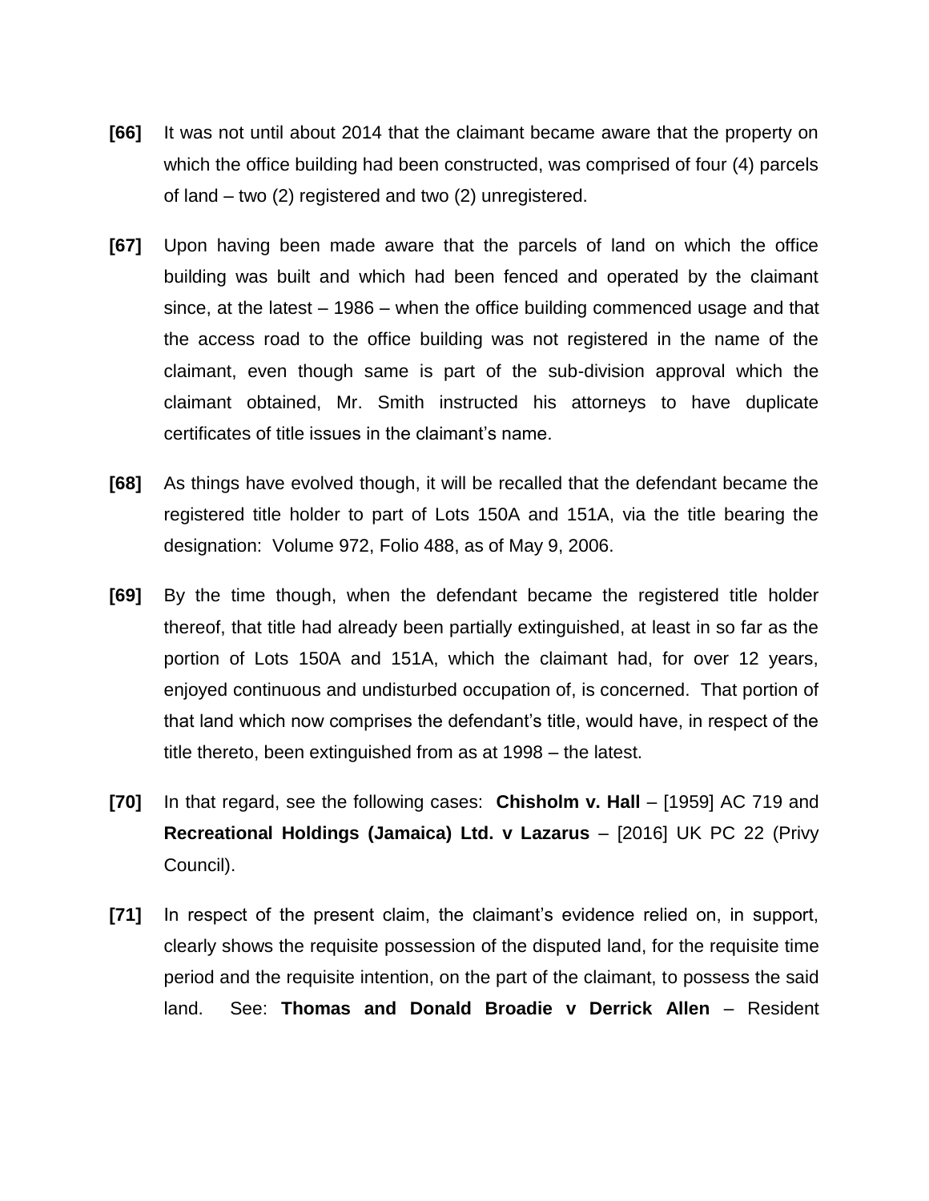**[66]** It was not until about 2014 that the claimant became aware that the property on which the office building had been constructed, was comprised of four (4) parcels of land – two (2) registered and two (2) unregistered.

**[67]** Upon having been made aware that the parcels of land on which the office building was built and which had been fenced and operated by the claimant since, at the latest – 1986 – when the office building commenced usage and that the access road to the office building was not registered in the name of the claimant, even though same is part of the sub-division approval which the claimant obtained, Mr. Smith instructed his attorneys to have duplicate certificates of title issues in the claimant's name.

**[68]** As things have evolved though, it will be recalled that the defendant became the registered title holder to part of Lots 150A and 151A, via the title bearing the designation: Volume 972, Folio 488, as of May 9, 2006.

**[69]** By the time though, when the defendant became the registered title holder thereof, that title had already been partially extinguished, at least in so far as the portion of Lots 150A and 151A, which the claimant had, for over 12 years, enjoyed continuous and undisturbed occupation of, is concerned. That portion of that land which now comprises the defendant's title, would have, in respect of the title thereto, been extinguished from as at 1998 – the latest.

**[70]** In that regard, see the following cases: **Chisholm v. Hall** – [1959] AC 719 and **Recreational Holdings (Jamaica) Ltd. v Lazarus** – [2016] UK PC 22 (Privy Council).

**[71]** In respect of the present claim, the claimant's evidence relied on, in support, clearly shows the requisite possession of the disputed land, for the requisite time period and the requisite intention, on the part of the claimant, to possess the said land. See: **Thomas and Donald Broadie v Derrick Allen** – Resident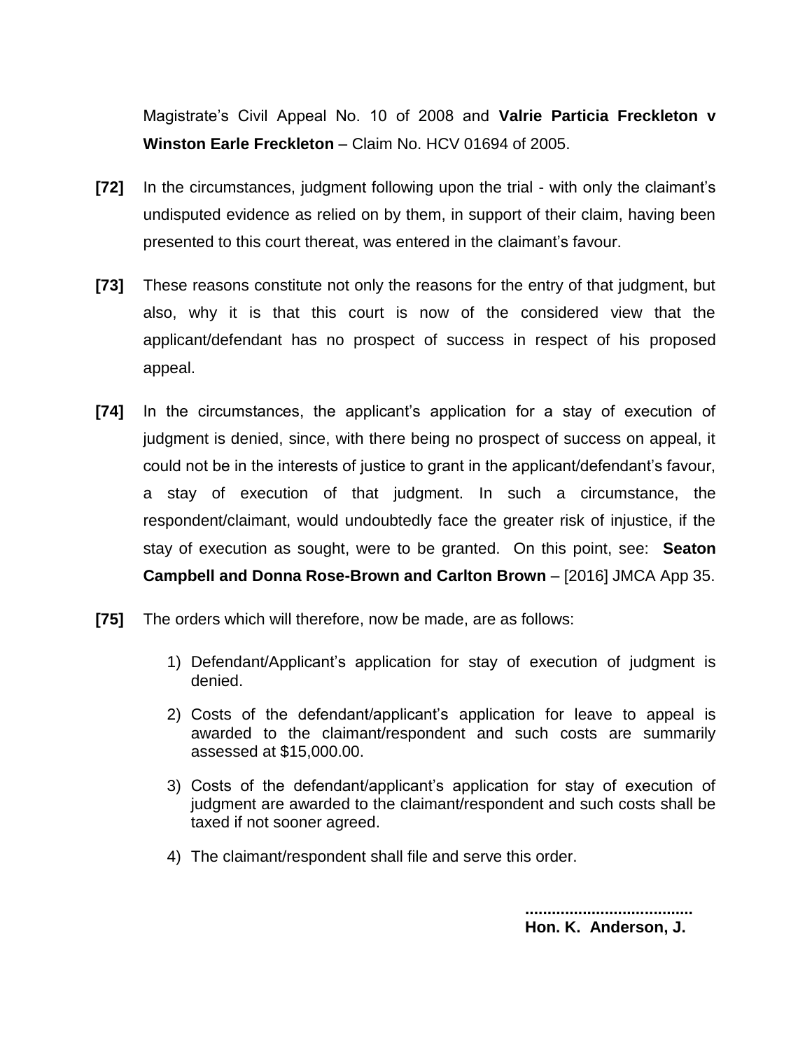Magistrate's Civil Appeal No. 10 of 2008 and **Valrie Particia Freckleton v Winston Earle Freckleton** – Claim No. HCV 01694 of 2005.

**[72]** In the circumstances, judgment following upon the trial - with only the claimant's undisputed evidence as relied on by them, in support of their claim, having been presented to this court thereat, was entered in the claimant's favour.

**[73]** These reasons constitute not only the reasons for the entry of that judgment, but also, why it is that this court is now of the considered view that the applicant/defendant has no prospect of success in respect of his proposed appeal.

**[74]** In the circumstances, the applicant's application for a stay of execution of judgment is denied, since, with there being no prospect of success on appeal, it could not be in the interests of justice to grant in the applicant/defendant's favour, a stay of execution of that judgment. In such a circumstance, the respondent/claimant, would undoubtedly face the greater risk of injustice, if the stay of execution as sought, were to be granted. On this point, see: **Seaton Campbell and Donna Rose-Brown and Carlton Brown** – [2016] JMCA App 35.

**[75]** The orders which will therefore, now be made, are as follows:

1) Defendant/Applicant's application for stay of execution of judgment is denied.
2) Costs of the defendant/applicant's application for leave to appeal is awarded to the claimant/respondent and such costs are summarily assessed at $15,000.00.
3) Costs of the defendant/applicant's application for stay of execution of judgment are awarded to the claimant/respondent and such costs shall be taxed if not sooner agreed.
4) The claimant/respondent shall file and serve this order.

**.....................................**
**Hon. K. Anderson, J.**